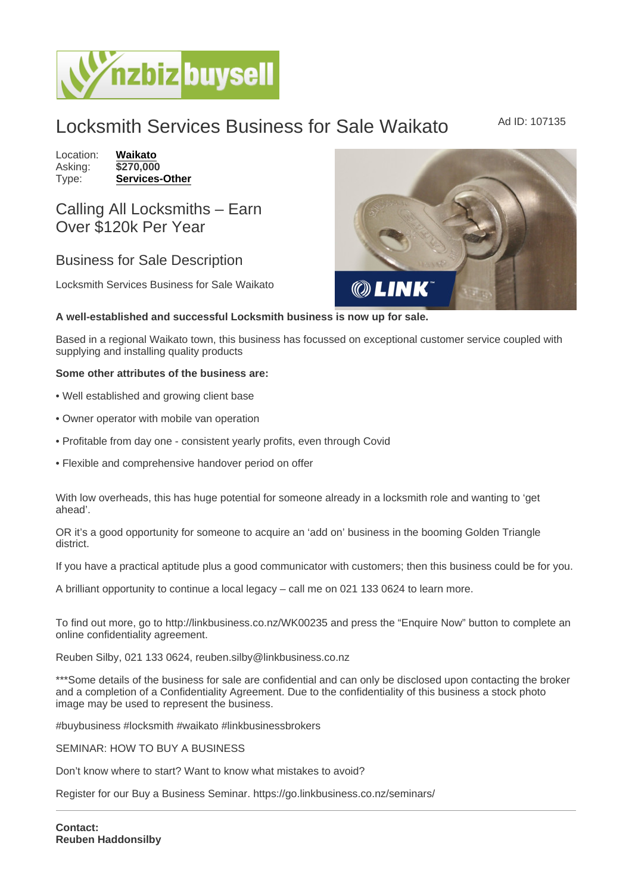# Locksmith Services Business for Sale Waikato

Ad ID: 107135

Location: **Waikato**
Asking: **$270,000**
Type: **Services-Other**

## Calling All Locksmiths – Earn Over $120k Per Year

## Business for Sale Description

Locksmith Services Business for Sale Waikato

**A well-established and successful Locksmith business is now up for sale.**

Based in a regional Waikato town, this business has focussed on exceptional customer service coupled with supplying and installing quality products

**Some other attributes of the business are:**

- Well established and growing client base
- Owner operator with mobile van operation
- Profitable from day one - consistent yearly profits, even through Covid
- Flexible and comprehensive handover period on offer

With low overheads, this has huge potential for someone already in a locksmith role and wanting to 'get ahead'.

OR it's a good opportunity for someone to acquire an 'add on' business in the booming Golden Triangle district.

If you have a practical aptitude plus a good communicator with customers; then this business could be for you.

A brilliant opportunity to continue a local legacy – call me on 021 133 0624 to learn more.

To find out more, go to http://linkbusiness.co.nz/WK00235 and press the "Enquire Now" button to complete an online confidentiality agreement.

Reuben Silby, 021 133 0624, reuben.silby@linkbusiness.co.nz

***Some details of the business for sale are confidential and can only be disclosed upon contacting the broker and a completion of a Confidentiality Agreement. Due to the confidentiality of this business a stock photo image may be used to represent the business.

#buybusiness #locksmith #waikato #linkbusinessbrokers

SEMINAR: HOW TO BUY A BUSINESS

Don't know where to start? Want to know what mistakes to avoid?

Register for our Buy a Business Seminar. https://go.linkbusiness.co.nz/seminars/

---

**Contact:**
**Reuben Haddonsilby**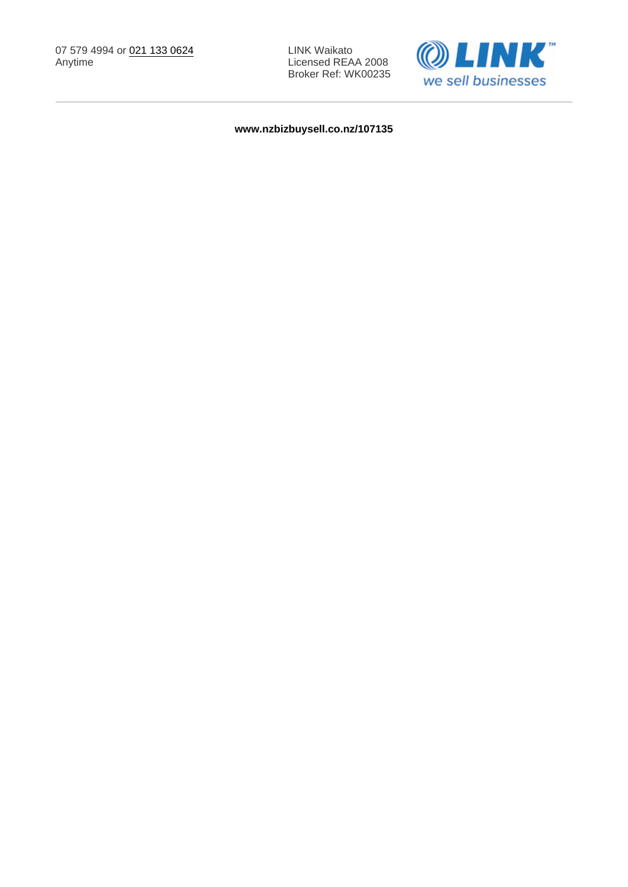07 579 4994 or 021 133 0624
Anytime

LINK Waikato
Licensed REAA 2008
Broker Ref: WK00235

LINK we sell businesses

**www.nzbizbuysell.co.nz/107135**